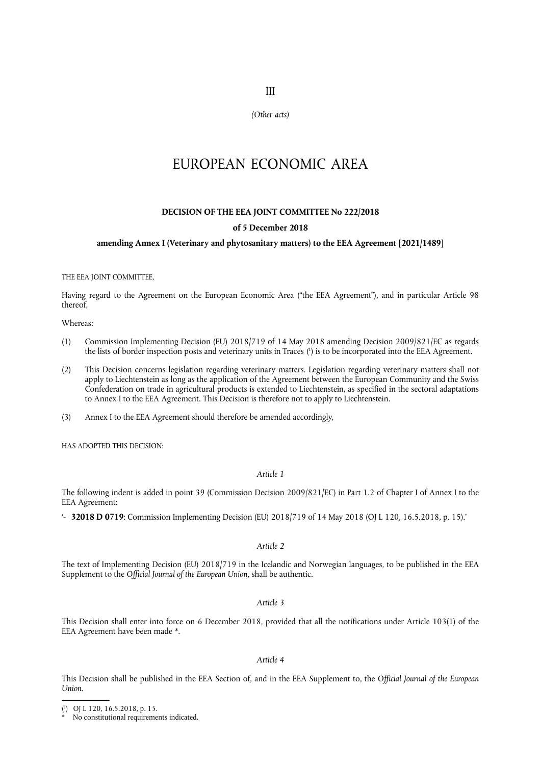III

*(Other acts)*

# EUROPEAN ECONOMIC AREA

**DECISION OF THE EEA JOINT COMMITTEE No 222/2018**

**of 5 December 2018**

**amending Annex I (Veterinary and phytosanitary matters) to the EEA Agreement [2021/1489]**

THE EEA JOINT COMMITTEE,

Having regard to the Agreement on the European Economic Area ("the EEA Agreement"), and in particular Article 98 thereof,

Whereas:

(1) Commission Implementing Decision (EU) 2018/719 of 14 May 2018 amending Decision 2009/821/EC as regards the lists of border inspection posts and veterinary units in Traces [1] is to be incorporated into the EEA Agreement.

(2) This Decision concerns legislation regarding veterinary matters. Legislation regarding veterinary matters shall not apply to Liechtenstein as long as the application of the Agreement between the European Community and the Swiss Confederation on trade in agricultural products is extended to Liechtenstein, as specified in the sectoral adaptations to Annex I to the EEA Agreement. This Decision is therefore not to apply to Liechtenstein.

(3) Annex I to the EEA Agreement should therefore be amended accordingly,

HAS ADOPTED THIS DECISION:

*Article 1*

The following indent is added in point 39 (Commission Decision 2009/821/EC) in Part 1.2 of Chapter I of Annex I to the EEA Agreement:

'- **32018 D 0719**: Commission Implementing Decision (EU) 2018/719 of 14 May 2018 (OJ L 120, 16.5.2018, p. 15).'

*Article 2*

The text of Implementing Decision (EU) 2018/719 in the Icelandic and Norwegian languages, to be published in the EEA Supplement to the *Official Journal of the European Union*, shall be authentic.

*Article 3*

This Decision shall enter into force on 6 December 2018, provided that all the notifications under Article 103(1) of the EEA Agreement have been made *.

*Article 4*

This Decision shall be published in the EEA Section of, and in the EEA Supplement to, the *Official Journal of the European Union*.

---

[1] OJ L 120, 16.5.2018, p. 15.

\* No constitutional requirements indicated.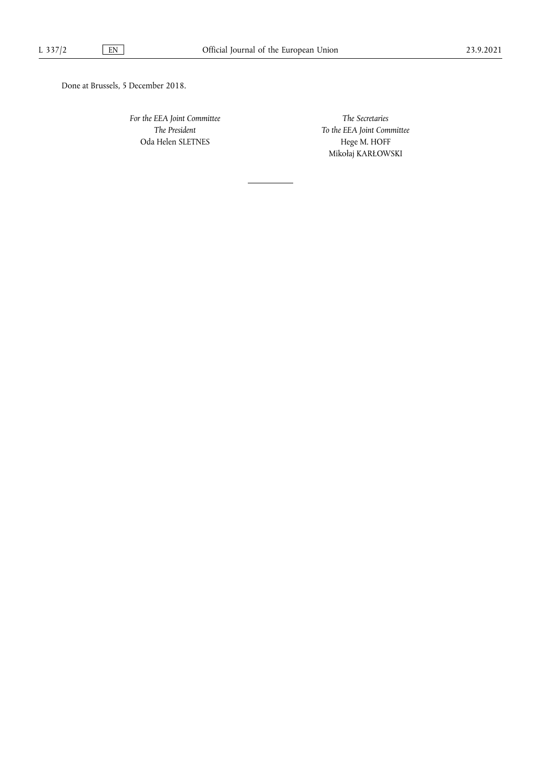Done at Brussels, 5 December 2018.

| | |
|---|---|
| *For the EEA Joint Committee* | *The Secretaries* |
| *The President* | *To the EEA Joint Committee* |
| Oda Helen SLETNES | Hege M. HOFF |
| | Mikołaj KARŁOWSKI |